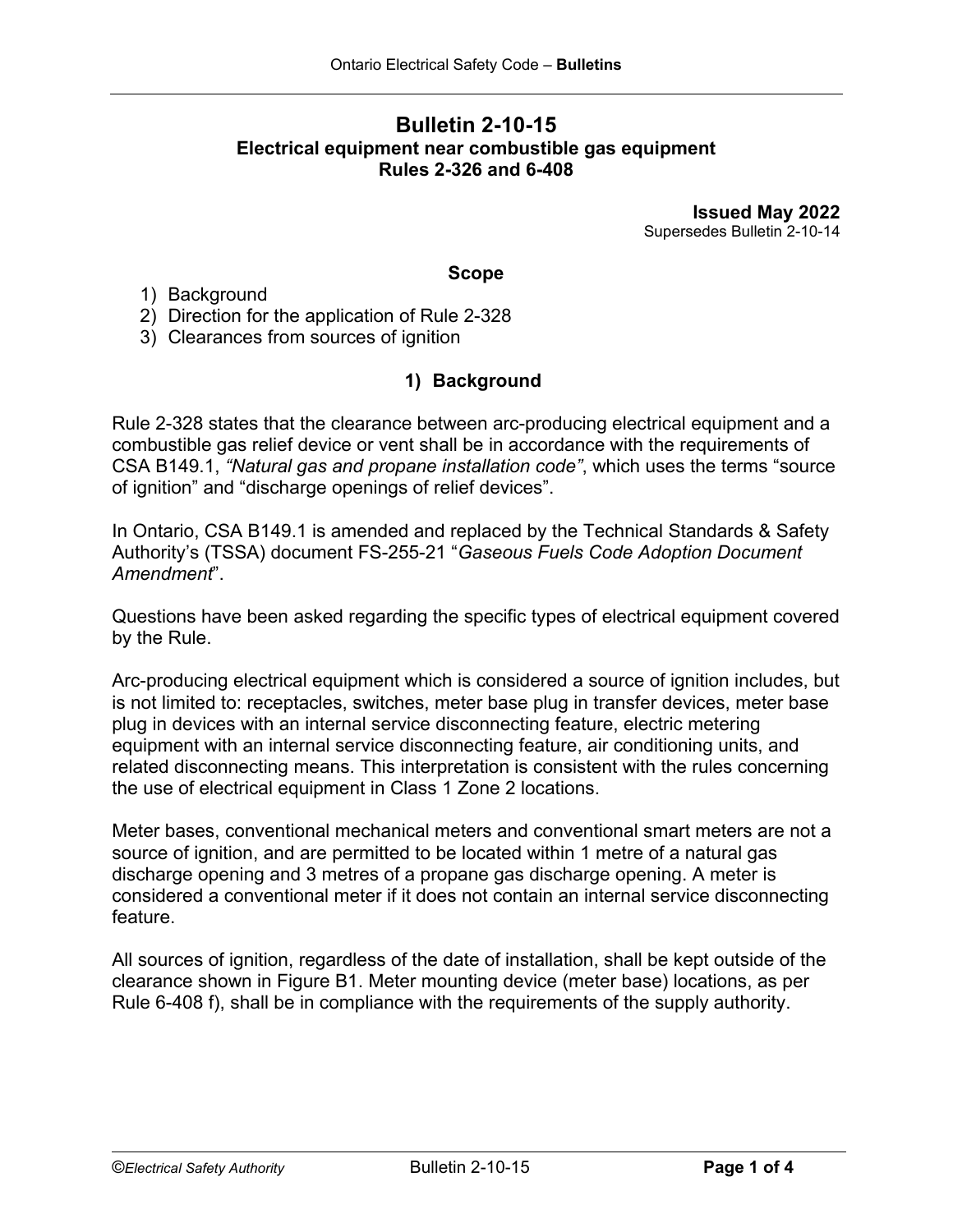# Bulletin 2-10-15

## Electrical equipment near combustible gas equipment
## Rules 2-326 and 6-408

**Issued May 2022**
Supersedes Bulletin 2-10-14

### Scope

1) Background
2) Direction for the application of Rule 2-328
3) Clearances from sources of ignition

### 1) Background

Rule 2-328 states that the clearance between arc-producing electrical equipment and a combustible gas relief device or vent shall be in accordance with the requirements of CSA B149.1, *"Natural gas and propane installation code"*, which uses the terms "source of ignition" and "discharge openings of relief devices".

In Ontario, CSA B149.1 is amended and replaced by the Technical Standards & Safety Authority's (TSSA) document FS-255-21 "*Gaseous Fuels Code Adoption Document Amendment*".

Questions have been asked regarding the specific types of electrical equipment covered by the Rule.

Arc-producing electrical equipment which is considered a source of ignition includes, but is not limited to: receptacles, switches, meter base plug in transfer devices, meter base plug in devices with an internal service disconnecting feature, electric metering equipment with an internal service disconnecting feature, air conditioning units, and related disconnecting means. This interpretation is consistent with the rules concerning the use of electrical equipment in Class 1 Zone 2 locations.

Meter bases, conventional mechanical meters and conventional smart meters are not a source of ignition, and are permitted to be located within 1 metre of a natural gas discharge opening and 3 metres of a propane gas discharge opening. A meter is considered a conventional meter if it does not contain an internal service disconnecting feature.

All sources of ignition, regardless of the date of installation, shall be kept outside of the clearance shown in Figure B1. Meter mounting device (meter base) locations, as per Rule 6-408 f), shall be in compliance with the requirements of the supply authority.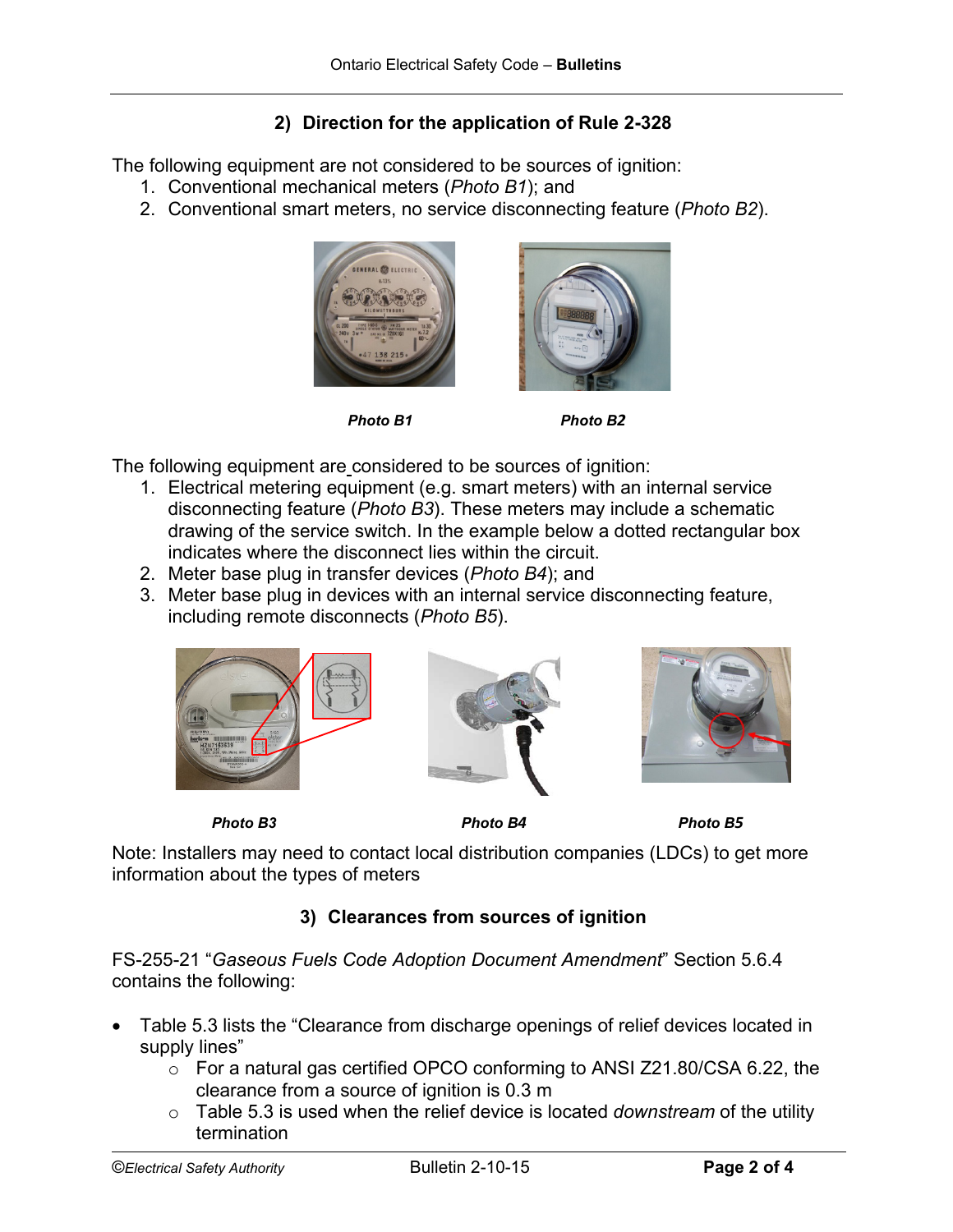## 2) Direction for the application of Rule 2-328

The following equipment are not considered to be sources of ignition:

1. Conventional mechanical meters (*Photo B1*); and
2. Conventional smart meters, no service disconnecting feature (*Photo B2*).

***Photo B1*** ***Photo B2***

The following equipment are considered to be sources of ignition:

1. Electrical metering equipment (e.g. smart meters) with an internal service disconnecting feature (*Photo B3*). These meters may include a schematic drawing of the service switch. In the example below a dotted rectangular box indicates where the disconnect lies within the circuit.
2. Meter base plug in transfer devices (*Photo B4*); and
3. Meter base plug in devices with an internal service disconnecting feature, including remote disconnects (*Photo B5*).

***Photo B3*** ***Photo B4*** ***Photo B5***

Note: Installers may need to contact local distribution companies (LDCs) to get more information about the types of meters

## 3) Clearances from sources of ignition

FS-255-21 "*Gaseous Fuels Code Adoption Document Amendment*" Section 5.6.4 contains the following:

- Table 5.3 lists the "Clearance from discharge openings of relief devices located in supply lines"
  - For a natural gas certified OPCO conforming to ANSI Z21.80/CSA 6.22, the clearance from a source of ignition is 0.3 m
  - Table 5.3 is used when the relief device is located *downstream* of the utility termination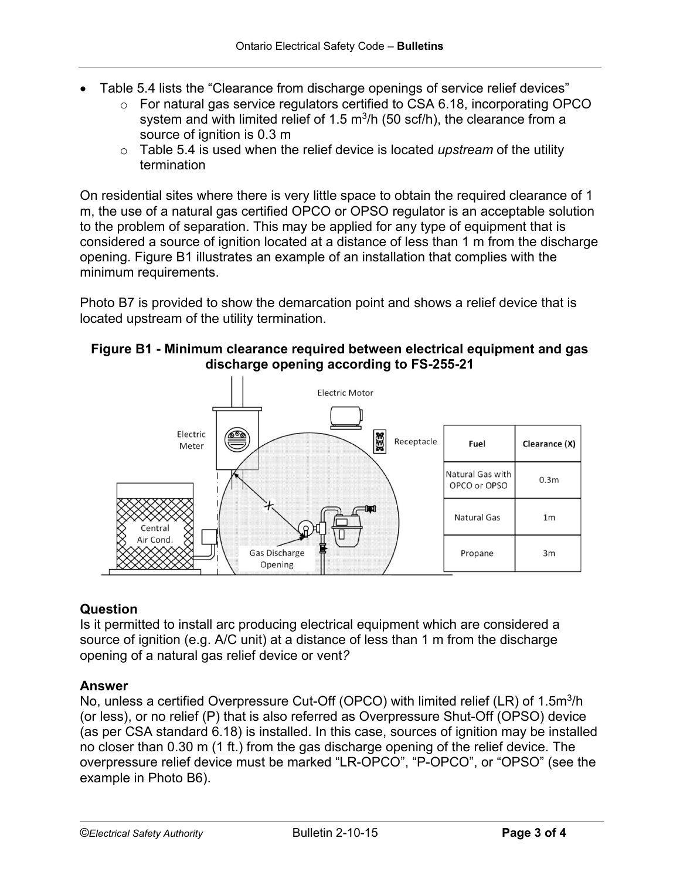- Table 5.4 lists the "Clearance from discharge openings of service relief devices"
  - For natural gas service regulators certified to CSA 6.18, incorporating OPCO system and with limited relief of 1.5 $m^3$/h (50 scf/h), the clearance from a source of ignition is 0.3 m
  - Table 5.4 is used when the relief device is located *upstream* of the utility termination

On residential sites where there is very little space to obtain the required clearance of 1 m, the use of a natural gas certified OPCO or OPSO regulator is an acceptable solution to the problem of separation. This may be applied for any type of equipment that is considered a source of ignition located at a distance of less than 1 m from the discharge opening. Figure B1 illustrates an example of an installation that complies with the minimum requirements.

Photo B7 is provided to show the demarcation point and shows a relief device that is located upstream of the utility termination.

**Figure B1 - Minimum clearance required between electrical equipment and gas discharge opening according to FS-255-21**

| Fuel | Clearance (X) |
|---|---|
| Natural Gas with OPCO or OPSO | 0.3m |
| Natural Gas | 1m |
| Propane | 3m |

### Question

Is it permitted to install arc producing electrical equipment which are considered a source of ignition (e.g. A/C unit) at a distance of less than 1 m from the discharge opening of a natural gas relief device or vent*?*

### Answer

No, unless a certified Overpressure Cut-Off (OPCO) with limited relief (LR) of 1.5$m^3$/h (or less), or no relief (P) that is also referred as Overpressure Shut-Off (OPSO) device (as per CSA standard 6.18) is installed. In this case, sources of ignition may be installed no closer than 0.30 m (1 ft.) from the gas discharge opening of the relief device. The overpressure relief device must be marked "LR-OPCO", "P-OPCO", or "OPSO" (see the example in Photo B6).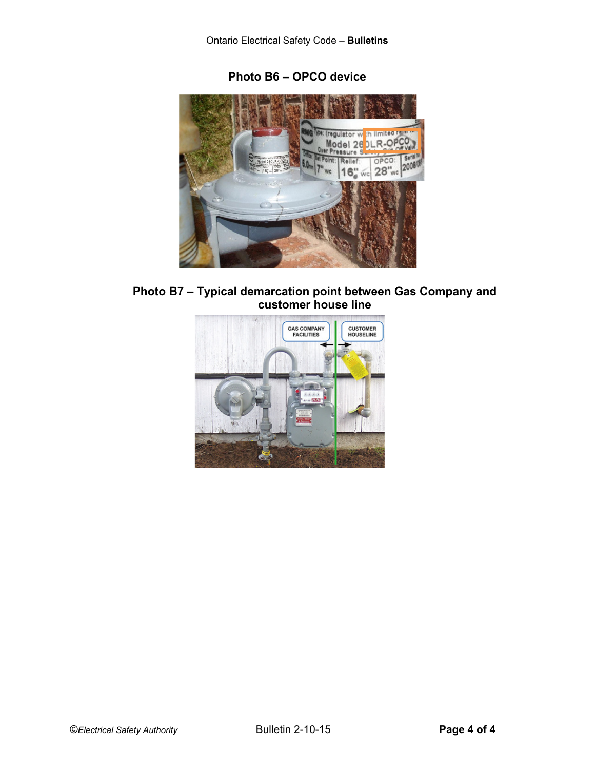**Photo B6 – OPCO device**

**Photo B7 – Typical demarcation point between Gas Company and customer house line**